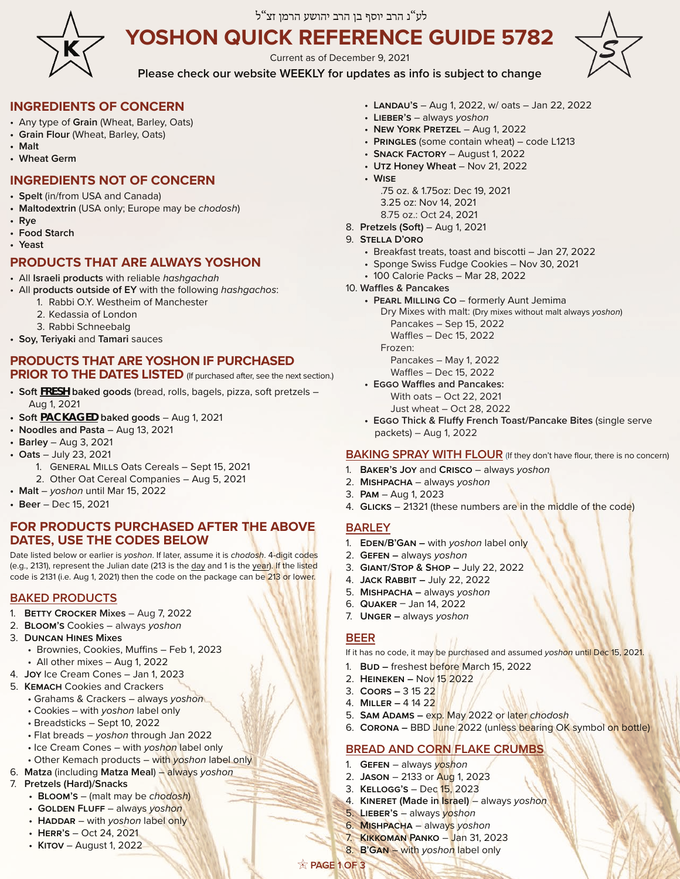לע"נ הרב יוסף בן הרב יהושע הרמן זצ"ל

# YOSHON QUICK REFERENCE GUIDE 5782

Current as of December 9, 2021

**Please check our website WEEKLY for updates as info is subject to change**

## INGREDIENTS OF CONCERN

- Any type of **Grain** (Wheat, Barley, Oats)
- **Grain Flour** (Wheat, Barley, Oats)
- **Malt**
- **Wheat Germ**

## INGREDIENTS NOT OF CONCERN

- **Spelt** (in/from USA and Canada)
- **Maltodextrin** (USA only; Europe may be *chodosh*)
- **Rye**
- **Food Starch**
- **Yeast**

## PRODUCTS THAT ARE ALWAYS YOSHON

- All **Israeli products** with reliable *hashgachah*
- All **products outside of EY** with the following *hashgachos*:
  1. Rabbi O.Y. Westheim of Manchester
  2. Kedassia of London
  3. Rabbi Schneebalg
- **Soy, Teriyaki** and **Tamari** sauces

## PRODUCTS THAT ARE YOSHON IF PURCHASED PRIOR TO THE DATES LISTED (If purchased after, see the next section.)

- **Soft FRESH baked goods** (bread, rolls, bagels, pizza, soft pretzels – Aug 1, 2021
- **Soft PACKAGED baked goods** – Aug 1, 2021
- **Noodles and Pasta** – Aug 13, 2021
- **Barley** – Aug 3, 2021
- **Oats** – July 23, 2021
  1. General Mills Oats Cereals – Sept 15, 2021
  2. Other Oat Cereal Companies – Aug 5, 2021
- **Malt** – *yoshon* until Mar 15, 2022
- **Beer** – Dec 15, 2021

## FOR PRODUCTS PURCHASED AFTER THE ABOVE DATES, USE THE CODES BELOW

Date listed below or earlier is *yoshon*. If later, assume it is *chodosh*. 4-digit codes (e.g., 2131), represent the Julian date (213 is the day and 1 is the year). If the listed code is 2131 (i.e. Aug 1, 2021) then the code on the package can be 213 or lower.

### BAKED PRODUCTS

1. **Betty Crocker Mixes** – Aug 7, 2022
2. **Bloom's** Cookies – always *yoshon*
3. **Duncan Hines Mixes**
   - Brownies, Cookies, Muffins – Feb 1, 2023
   - All other mixes – Aug 1, 2022
4. **Joy** Ice Cream Cones – Jan 1, 2023
5. **Kemach** Cookies and Crackers
   - Grahams & Crackers – always *yoshon*
   - Cookies – with *yoshon* label only
   - Breadsticks – Sept 10, 2022
   - Flat breads – *yoshon* through Jan 2022
   - Ice Cream Cones – with *yoshon* label only
   - Other Kemach products – with *yoshon* label only
6. **Matza** (including **Matza Meal**) – always *yoshon*
7. **Pretzels (Hard)/Snacks**
   - **Bloom's** – (malt may be *chodosh*)
   - **Golden Fluff** – always *yoshon*
   - **Haddar** – with *yoshon* label only
   - **Herr's** – Oct 24, 2021
   - **Kitov** – August 1, 2022
   - **Landau's** – Aug 1, 2022, w/ oats – Jan 22, 2022
   - **Lieber's** – always *yoshon*
   - **New York Pretzel** – Aug 1, 2022
   - **Pringles** (some contain wheat) – code L1213
   - **Snack Factory** – August 1, 2022
   - **Utz Honey Wheat** – Nov 21, 2022
   - **Wise**
     - .75 oz. & 1.75oz: Dec 19, 2021
     - 3.25 oz: Nov 14, 2021
     - 8.75 oz.: Oct 24, 2021
8. **Pretzels (Soft)** – Aug 1, 2021
9. **Stella D'oro**
   - Breakfast treats, toast and biscotti – Jan 27, 2022
   - Sponge Swiss Fudge Cookies – Nov 30, 2021
   - 100 Calorie Packs – Mar 28, 2022
10. **Waffles & Pancakes**
    - **Pearl Milling Co** – formerly Aunt Jemima
      - Dry Mixes with malt: (Dry mixes without malt always *yoshon*)
        - Pancakes – Sep 15, 2022
        - Waffles – Dec 15, 2022
      - Frozen:
        - Pancakes – May 1, 2022
        - Waffles – Dec 15, 2022
    - **Eggo Waffles and Pancakes:**
      - With oats – Oct 22, 2021
      - Just wheat – Oct 28, 2022
    - **Eggo Thick & Fluffy French Toast/Pancake Bites** (single serve packets) – Aug 1, 2022

### BAKING SPRAY WITH FLOUR (If they don't have flour, there is no concern)

1. **Baker's Joy** and **Crisco** – always *yoshon*
2. **Mishpacha** – always *yoshon*
3. **Pam** – Aug 1, 2023
4. **Glicks** – 21321 (these numbers are in the middle of the code)

### BARLEY

1. **Eden/B'gan –** with *yoshon* label only
2. **Gefen –** always *yoshon*
3. **Giant/Stop & Shop –** July 22, 2022
4. **Jack Rabbit –** July 22, 2022
5. **Mishpacha –** always *yoshon*
6. **Quaker** – Jan 14, 2022
7. **Unger –** always *yoshon*

### BEER

If it has no code, it may be purchased and assumed *yoshon* until Dec 15, 2021.

1. **Bud –** freshest before March 15, 2022
2. **Heineken –** Nov 15 2022
3. **Coors –** 3 15 22
4. **Miller –** 4 14 22
5. **Sam Adams –** exp. May 2022 or later *chodosh*
6. **Corona –** BBD June 2022 (unless bearing OK symbol on bottle)

### BREAD AND CORN FLAKE CRUMBS

1. **Gefen** – always *yoshon*
2. **Jason** – 2133 or Aug 1, 2023
3. **Kellogg's** – Dec 15, 2023
4. **Kineret (Made in Israel)** – always *yoshon*
5. **Lieber's** – always *yoshon*
6. **Mishpacha** – always *yoshon*
7. **Kikkoman Panko** – Jan 31, 2023
8. **B'gan** – with *yoshon* label only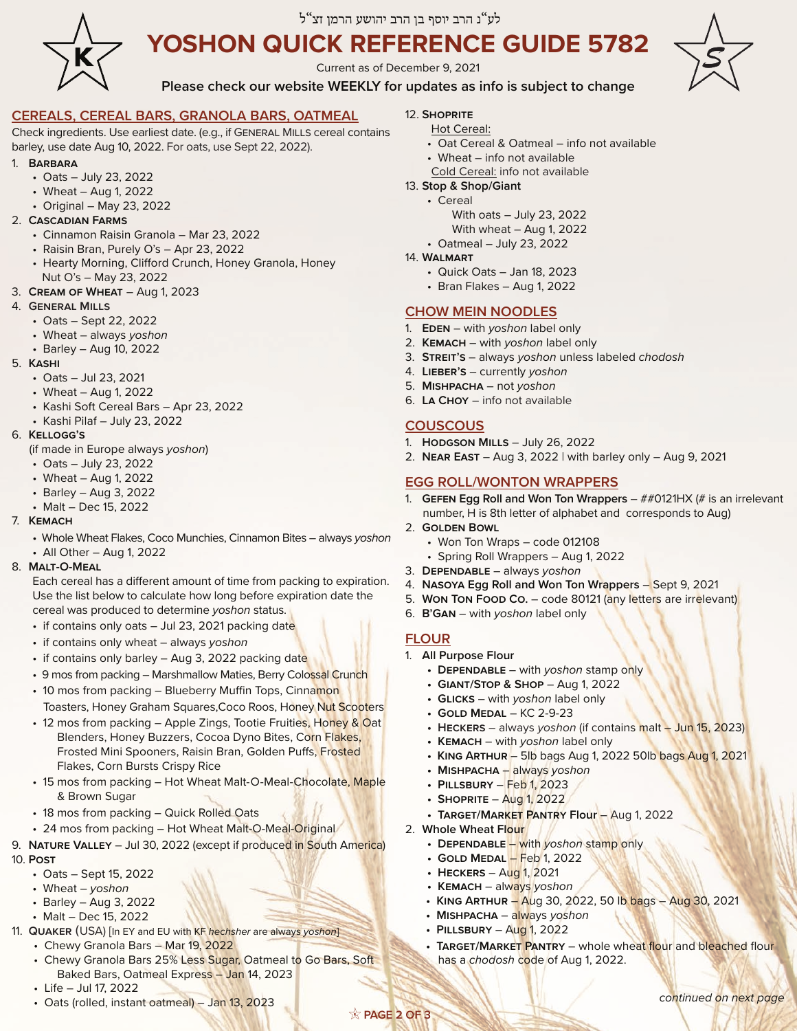לע"נ הרב יוסף בן הרב יהושע הרמן זצ"ל

# YOSHON QUICK REFERENCE GUIDE 5782

Current as of December 9, 2021

**Please check our website WEEKLY for updates as info is subject to change**

## CEREALS, CEREAL BARS, GRANOLA BARS, OATMEAL

Check ingredients. Use earliest date. (e.g., if GENERAL MILLS cereal contains barley, use date Aug 10, 2022. For oats, use Sept 22, 2022).

1. **BARBARA**
   - Oats – July 23, 2022
   - Wheat – Aug 1, 2022
   - Original – May 23, 2022
2. **CASCADIAN FARMS**
   - Cinnamon Raisin Granola – Mar 23, 2022
   - Raisin Bran, Purely O's – Apr 23, 2022
   - Hearty Morning, Clifford Crunch, Honey Granola, Honey Nut O's – May 23, 2022
3. **CREAM OF WHEAT** – Aug 1, 2023
4. **GENERAL MILLS**
   - Oats – Sept 22, 2022
   - Wheat – always *yoshon*
   - Barley – Aug 10, 2022
5. **KASHI**
   - Oats – Jul 23, 2021
   - Wheat – Aug 1, 2022
   - Kashi Soft Cereal Bars – Apr 23, 2022
   - Kashi Pilaf – July 23, 2022
6. **KELLOGG'S**
   (if made in Europe always *yoshon*)
   - Oats – July 23, 2022
   - Wheat – Aug 1, 2022
   - Barley – Aug 3, 2022
   - Malt – Dec 15, 2022
7. **KEMACH**
   - Whole Wheat Flakes, Coco Munchies, Cinnamon Bites – always *yoshon*
   - All Other – Aug 1, 2022
8. **MALT-O-MEAL**
   Each cereal has a different amount of time from packing to expiration. Use the list below to calculate how long before expiration date the cereal was produced to determine *yoshon* status.
   - if contains only oats – Jul 23, 2021 packing date
   - if contains only wheat – always *yoshon*
   - if contains only barley – Aug 3, 2022 packing date
   - 9 mos from packing – Marshmallow Maties, Berry Colossal Crunch
   - 10 mos from packing – Blueberry Muffin Tops, Cinnamon Toasters, Honey Graham Squares,Coco Roos, Honey Nut Scooters
   - 12 mos from packing – Apple Zings, Tootie Fruities, Honey & Oat Blenders, Honey Buzzers, Cocoa Dyno Bites, Corn Flakes, Frosted Mini Spooners, Raisin Bran, Golden Puffs, Frosted Flakes, Corn Bursts Crispy Rice
   - 15 mos from packing – Hot Wheat Malt-O-Meal-Chocolate, Maple & Brown Sugar
   - 18 mos from packing – Quick Rolled Oats
   - 24 mos from packing – Hot Wheat Malt-O-Meal-Original
9. **NATURE VALLEY** – Jul 30, 2022 (except if produced in South America)
10. **POST**
    - Oats – Sept 15, 2022
    - Wheat – *yoshon*
    - Barley – Aug 3, 2022
    - Malt – Dec 15, 2022
11. **QUAKER** (USA) [In EY and EU with KF *hechsher* are always *yoshon*]
    - Chewy Granola Bars – Mar 19, 2022
    - Chewy Granola Bars 25% Less Sugar, Oatmeal to Go Bars, Soft Baked Bars, Oatmeal Express – Jan 14, 2023
    - Life – Jul 17, 2022
    - Oats (rolled, instant oatmeal) – Jan 13, 2023
12. **SHOPRITE**
    Hot Cereal:
    - Oat Cereal & Oatmeal – info not available
    - Wheat – info not available

    Cold Cereal: info not available
13. **Stop & Shop/Giant**
    - Cereal
      With oats – July 23, 2022
      With wheat – Aug 1, 2022
    - Oatmeal – July 23, 2022
14. **WALMART**
    - Quick Oats – Jan 18, 2023
    - Bran Flakes – Aug 1, 2022

## CHOW MEIN NOODLES

1. **EDEN** – with *yoshon* label only
2. **KEMACH** – with *yoshon* label only
3. **STREIT'S** – always *yoshon* unless labeled *chodosh*
4. **LIEBER'S** – currently *yoshon*
5. **MISHPACHA** – not *yoshon*
6. **LA CHOY** – info not available

## COUSCOUS

1. **HODGSON MILLS** – July 26, 2022
2. **NEAR EAST** – Aug 3, 2022 | with barley only – Aug 9, 2021

## EGG ROLL/WONTON WRAPPERS

1. **GEFEN Egg Roll and Won Ton Wrappers** – ##0121HX (# is an irrelevant number, H is 8th letter of alphabet and corresponds to Aug)
2. **GOLDEN BOWL**
   - Won Ton Wraps – code 012108
   - Spring Roll Wrappers – Aug 1, 2022
3. **DEPENDABLE** – always *yoshon*
4. **NASOYA Egg Roll and Won Ton Wrappers** – Sept 9, 2021
5. **WON TON FOOD CO.** – code 80121 (any letters are irrelevant)
6. **B'GAN** – with *yoshon* label only

## FLOUR

1. **All Purpose Flour**
   - **DEPENDABLE** – with *yoshon* stamp only
   - **GIANT/STOP & SHOP** – Aug 1, 2022
   - **GLICKS** – with *yoshon* label only
   - **GOLD MEDAL** – KC 2-9-23
   - **HECKERS** – always *yoshon* (if contains malt – Jun 15, 2023)
   - **KEMACH** – with *yoshon* label only
   - **KING ARTHUR** – 5lb bags Aug 1, 2022 50lb bags Aug 1, 2021
   - **MISHPACHA** – always *yoshon*
   - **PILLSBURY** – Feb 1, 2023
   - **SHOPRITE** – Aug 1, 2022
   - **TARGET/MARKET PANTRY Flour** – Aug 1, 2022
2. **Whole Wheat Flour**
   - **DEPENDABLE** – with *yoshon* stamp only
   - **GOLD MEDAL** – Feb 1, 2022
   - **HECKERS** – Aug 1, 2021
   - **KEMACH** – always *yoshon*
   - **KING ARTHUR** – Aug 30, 2022, 50 lb bags – Aug 30, 2021
   - **MISHPACHA** – always *yoshon*
   - **PILLSBURY** – Aug 1, 2022
   - **TARGET/MARKET PANTRY** – whole wheat flour and bleached flour has a *chodosh* code of Aug 1, 2022.

*continued on next page*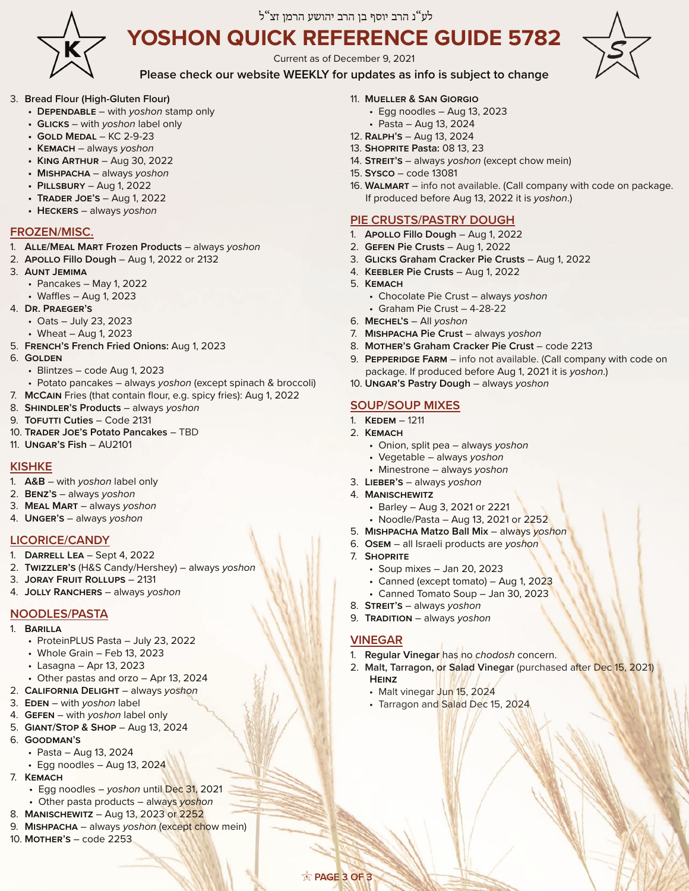לע"נ הרב יוסף בן הרב יהושע הרמן זצ"ל

# YOSHON QUICK REFERENCE GUIDE 5782

Current as of December 9, 2021

**Please check our website WEEKLY for updates as info is subject to change**

3. **Bread Flour (High-Gluten Flour)**
   - **Dependable** – with *yoshon* stamp only
   - **Glicks** – with *yoshon* label only
   - **Gold Medal** – KC 2-9-23
   - **Kemach** – always *yoshon*
   - **King Arthur** – Aug 30, 2022
   - **Mishpacha** – always *yoshon*
   - **Pillsbury** – Aug 1, 2022
   - **Trader Joe's** – Aug 1, 2022
   - **Heckers** – always *yoshon*

## FROZEN/MISC.

1. **Alle/Meal Mart Frozen Products** – always *yoshon*
2. **Apollo Fillo Dough** – Aug 1, 2022 or 2132
3. **Aunt Jemima**
   - Pancakes – May 1, 2022
   - Waffles – Aug 1, 2023
4. **Dr. Praeger's**
   - Oats – July 23, 2023
   - Wheat – Aug 1, 2023
5. **French's French Fried Onions:** Aug 1, 2023
6. **Golden**
   - Blintzes – code Aug 1, 2023
   - Potato pancakes – always *yoshon* (except spinach & broccoli)
7. **McCain** Fries (that contain flour, e.g. spicy fries): Aug 1, 2022
8. **Shindler's Products** – always *yoshon*
9. **Tofutti Cuties** – Code 2131
10. **Trader Joe's Potato Pancakes** – TBD
11. **Ungar's Fish** – AU2101

## KISHKE

1. **A&B** – with *yoshon* label only
2. **Benz's** – always *yoshon*
3. **Meal Mart** – always *yoshon*
4. **Unger's** – always *yoshon*

## LICORICE/CANDY

1. **Darrell Lea** – Sept 4, 2022
2. **Twizzler's** (H&S Candy/Hershey) – always *yoshon*
3. **Joray Fruit Rollups** – 2131
4. **Jolly Ranchers** – always *yoshon*

## NOODLES/PASTA

1. **Barilla**
   - ProteinPLUS Pasta – July 23, 2022
   - Whole Grain – Feb 13, 2023
   - Lasagna – Apr 13, 2023
   - Other pastas and orzo – Apr 13, 2024
2. **California Delight** – always *yoshon*
3. **Eden** – with *yoshon* label
4. **Gefen** – with *yoshon* label only
5. **Giant/Stop & Shop** – Aug 13, 2024
6. **Goodman's**
   - Pasta – Aug 13, 2024
   - Egg noodles – Aug 13, 2024
7. **Kemach**
   - Egg noodles – *yoshon* until Dec 31, 2021
   - Other pasta products – always *yoshon*
8. **Manischewitz** – Aug 13, 2023 or 2252
9. **Mishpacha** – always *yoshon* (except chow mein)
10. **Mother's** – code 2253
11. **Mueller & San Giorgio**
    - Egg noodles – Aug 13, 2023
    - Pasta – Aug 13, 2024
12. **Ralph's** – Aug 13, 2024
13. **Shoprite Pasta:** 08 13, 23
14. **Streit's** – always *yoshon* (except chow mein)
15. **Sysco** – code 13081
16. **Walmart** – info not available. (Call company with code on package. If produced before Aug 13, 2022 it is *yoshon*.)

## PIE CRUSTS/PASTRY DOUGH

1. **Apollo Fillo Dough** – Aug 1, 2022
2. **Gefen Pie Crusts** – Aug 1, 2022
3. **Glicks Graham Cracker Pie Crusts** – Aug 1, 2022
4. **Keebler Pie Crusts** – Aug 1, 2022
5. **Kemach**
   - Chocolate Pie Crust – always *yoshon*
   - Graham Pie Crust – 4-28-22
6. **Mechel's** – All *yoshon*
7. **Mishpacha Pie Crust** – always *yoshon*
8. **Mother's Graham Cracker Pie Crust** – code 2213
9. **Pepperidge Farm** – info not available. (Call company with code on package. If produced before Aug 1, 2021 it is *yoshon*.)
10. **Ungar's Pastry Dough** – always *yoshon*

## SOUP/SOUP MIXES

1. **Kedem** – 1211
2. **Kemach**
   - Onion, split pea – always *yoshon*
   - Vegetable – always *yoshon*
   - Minestrone – always *yoshon*
3. **Lieber's** – always *yoshon*
4. **Manischewitz**
   - Barley – Aug 3, 2021 or 2221
   - Noodle/Pasta – Aug 13, 2021 or 2252
5. **Mishpacha Matzo Ball Mix** – always *yoshon*
6. **Osem** – all Israeli products are *yoshon*
7. **Shoprite**
   - Soup mixes – Jan 20, 2023
   - Canned (except tomato) – Aug 1, 2023
   - Canned Tomato Soup – Jan 30, 2023
8. **Streit's** – always *yoshon*
9. **Tradition** – always *yoshon*

## VINEGAR

1. **Regular Vinegar** has no *chodosh* concern.
2. **Malt, Tarragon, or Salad Vinegar** (purchased after Dec 15, 2021)
   **Heinz**
   - Malt vinegar Jun 15, 2024
   - Tarragon and Salad Dec 15, 2024